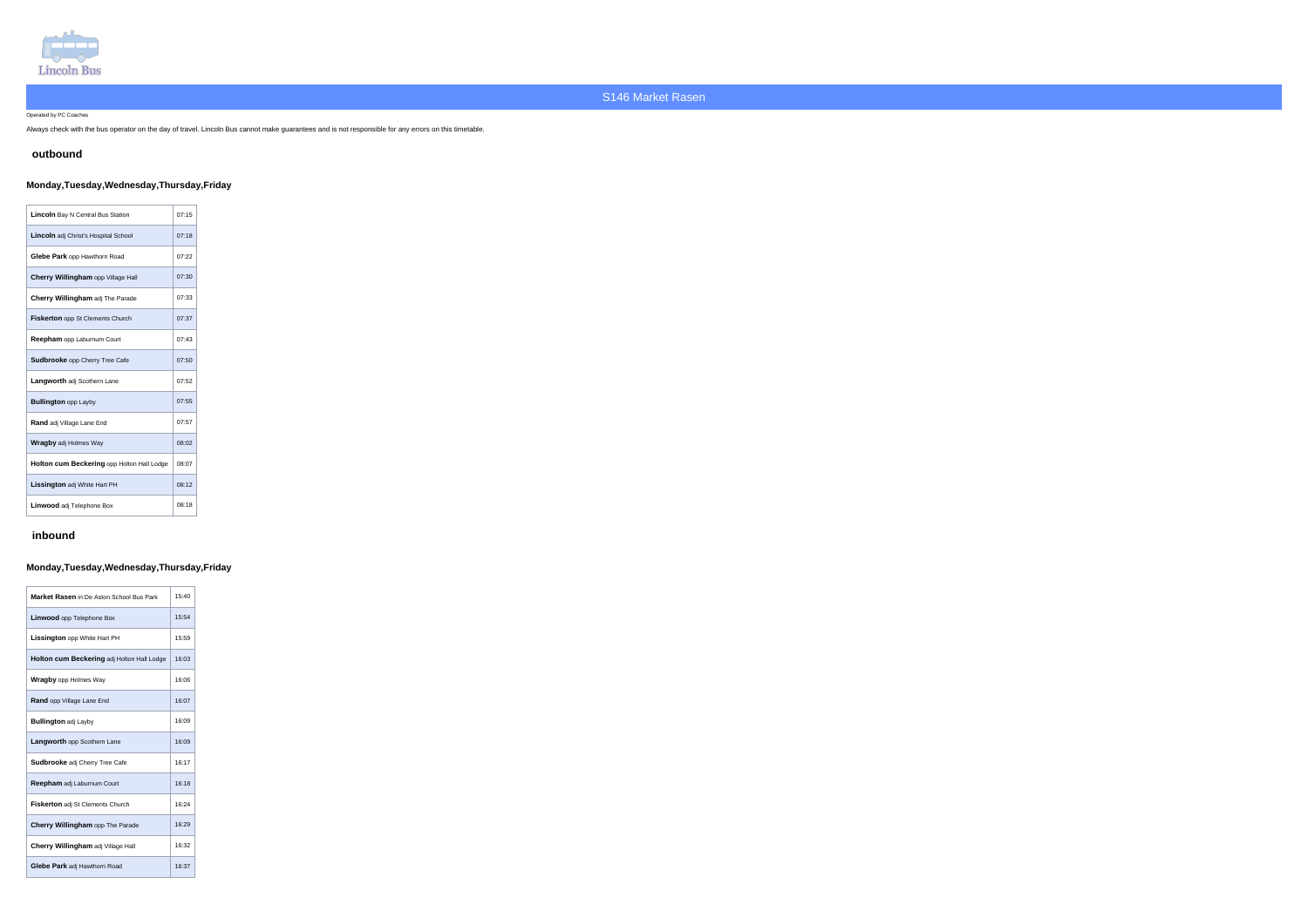Lincoln Bus

# S146 Market Rasen

Operated by PC Coaches

Always check with the bus operator on the day of travel. Lincoln Bus cannot make guarantees and is not responsible for any errors on this timetable.

## outbound

### Monday,Tuesday,Wednesday,Thursday,Friday

| Stop | Time |
|---|---|
| **Lincoln** Bay N Central Bus Station | 07:15 |
| **Lincoln** adj Christ's Hospital School | 07:18 |
| **Glebe Park** opp Hawthorn Road | 07:22 |
| **Cherry Willingham** opp Village Hall | 07:30 |
| **Cherry Willingham** adj The Parade | 07:33 |
| **Fiskerton** opp St Clements Church | 07:37 |
| **Reepham** opp Laburnum Court | 07:43 |
| **Sudbrooke** opp Cherry Tree Cafe | 07:50 |
| **Langworth** adj Scothern Lane | 07:52 |
| **Bullington** opp Layby | 07:55 |
| **Rand** adj Village Lane End | 07:57 |
| **Wragby** adj Holmes Way | 08:02 |
| **Holton cum Beckering** opp Holton Hall Lodge | 08:07 |
| **Lissington** adj White Hart PH | 08:12 |
| **Linwood** adj Telephone Box | 08:18 |

## inbound

### Monday,Tuesday,Wednesday,Thursday,Friday

| Stop | Time |
|---|---|
| **Market Rasen** in De Aston School Bus Park | 15:40 |
| **Linwood** opp Telephone Box | 15:54 |
| **Lissington** opp White Hart PH | 15:59 |
| **Holton cum Beckering** adj Holton Hall Lodge | 16:03 |
| **Wragby** opp Holmes Way | 16:06 |
| **Rand** opp Village Lane End | 16:07 |
| **Bullington** adj Layby | 16:09 |
| **Langworth** opp Scothern Lane | 16:09 |
| **Sudbrooke** adj Cherry Tree Cafe | 16:17 |
| **Reepham** adj Laburnum Court | 16:18 |
| **Fiskerton** adj St Clements Church | 16:24 |
| **Cherry Willingham** opp The Parade | 16:29 |
| **Cherry Willingham** adj Village Hall | 16:32 |
| **Glebe Park** adj Hawthorn Road | 16:37 |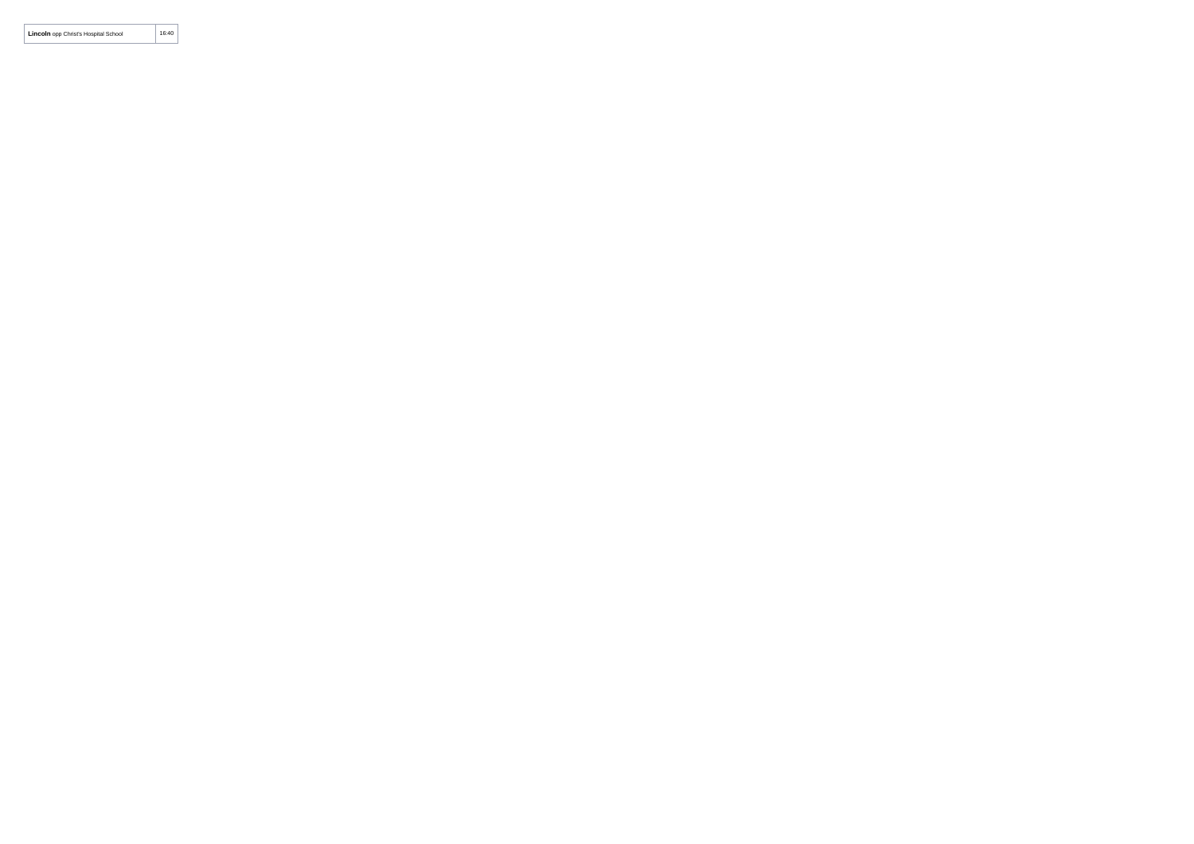| | |
|---|---|
| **Lincoln** opp Christ's Hospital School | 16:40 |